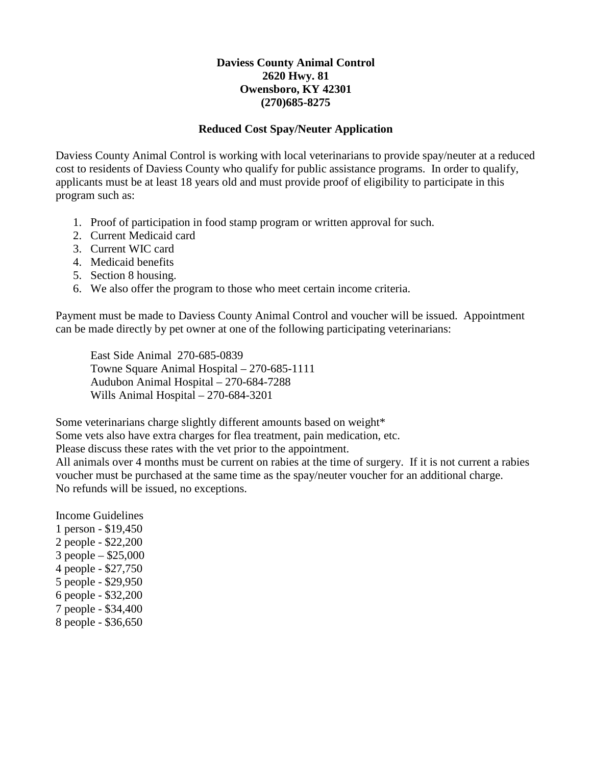**Daviess County Animal Control**
**2620 Hwy. 81**
**Owensboro, KY 42301**
**(270)685-8275**

## Reduced Cost Spay/Neuter Application

Daviess County Animal Control is working with local veterinarians to provide spay/neuter at a reduced cost to residents of Daviess County who qualify for public assistance programs. In order to qualify, applicants must be at least 18 years old and must provide proof of eligibility to participate in this program such as:

1. Proof of participation in food stamp program or written approval for such.
2. Current Medicaid card
3. Current WIC card
4. Medicaid benefits
5. Section 8 housing.
6. We also offer the program to those who meet certain income criteria.

Payment must be made to Daviess County Animal Control and voucher will be issued. Appointment can be made directly by pet owner at one of the following participating veterinarians:

East Side Animal 270-685-0839
Towne Square Animal Hospital – 270-685-1111
Audubon Animal Hospital – 270-684-7288
Wills Animal Hospital – 270-684-3201

Some veterinarians charge slightly different amounts based on weight*
Some vets also have extra charges for flea treatment, pain medication, etc.
Please discuss these rates with the vet prior to the appointment.
All animals over 4 months must be current on rabies at the time of surgery. If it is not current a rabies voucher must be purchased at the same time as the spay/neuter voucher for an additional charge.
No refunds will be issued, no exceptions.

Income Guidelines
1 person - $19,450
2 people - $22,200
3 people – $25,000
4 people - $27,750
5 people - $29,950
6 people - $32,200
7 people - $34,400
8 people - $36,650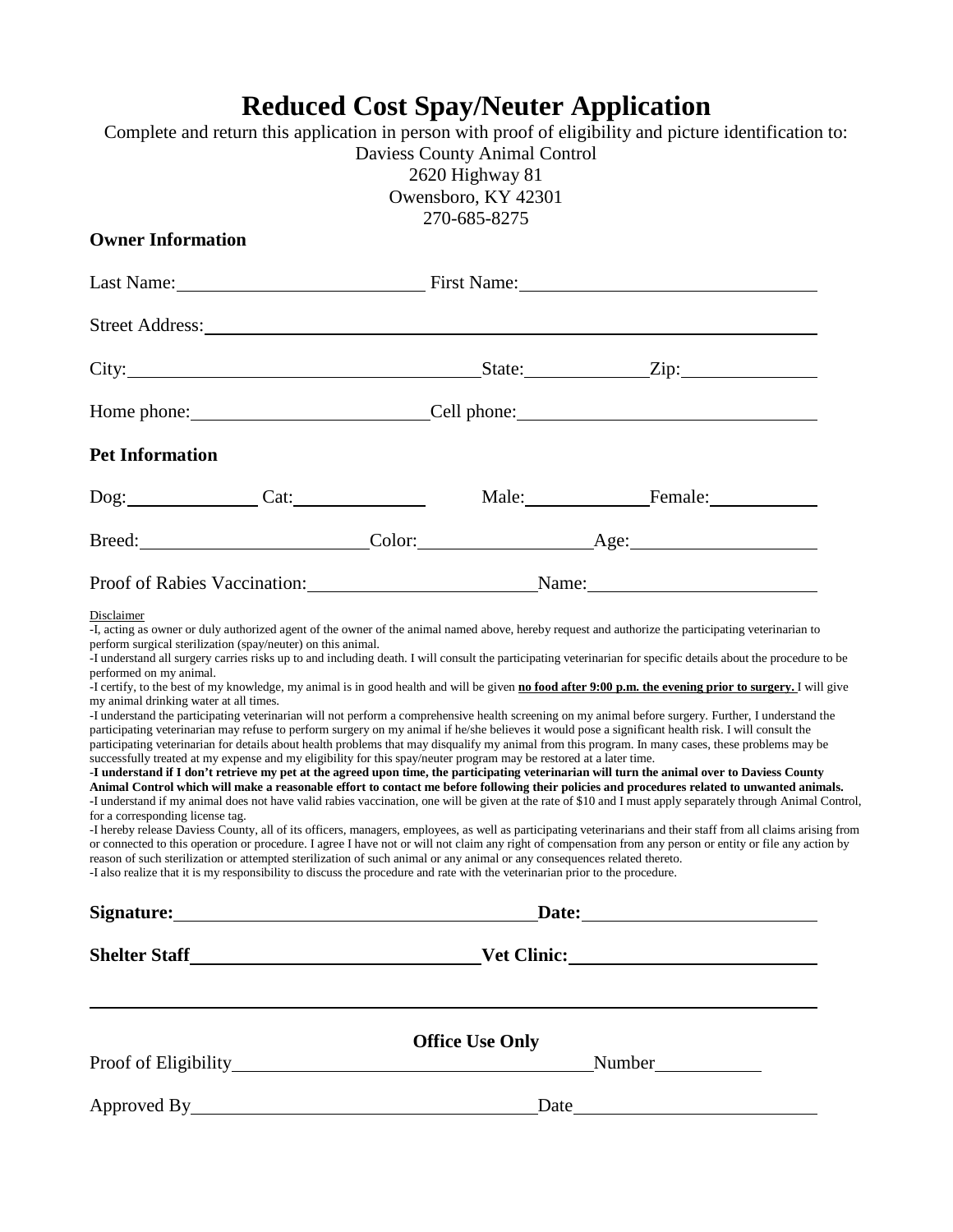# Reduced Cost Spay/Neuter Application

Complete and return this application in person with proof of eligibility and picture identification to:
Daviess County Animal Control
2620 Highway 81
Owensboro, KY 42301
270-685-8275

### Owner Information

Last Name: ____________________ First Name: ____________________

Street Address: ________________________________________

City: ____________________ State: __________ Zip: __________

Home phone: ____________________ Cell phone: ____________________

### Pet Information

Dog: __________ Cat: __________ Male: __________ Female: __________

Breed: ____________________ Color: ______________ Age: ______________

Proof of Rabies Vaccination: ____________________ Name: ____________________

Disclaimer

-I, acting as owner or duly authorized agent of the owner of the animal named above, hereby request and authorize the participating veterinarian to perform surgical sterilization (spay/neuter) on this animal.

-I understand all surgery carries risks up to and including death. I will consult the participating veterinarian for specific details about the procedure to be performed on my animal.

-I certify, to the best of my knowledge, my animal is in good health and will be given **no food after 9:00 p.m. the evening prior to surgery.** I will give my animal drinking water at all times.

-I understand the participating veterinarian will not perform a comprehensive health screening on my animal before surgery. Further, I understand the participating veterinarian may refuse to perform surgery on my animal if he/she believes it would pose a significant health risk. I will consult the participating veterinarian for details about health problems that may disqualify my animal from this program. In many cases, these problems may be successfully treated at my expense and my eligibility for this spay/neuter program may be restored at a later time.

**-I understand if I don't retrieve my pet at the agreed upon time, the participating veterinarian will turn the animal over to Daviess County Animal Control which will make a reasonable effort to contact me before following their policies and procedures related to unwanted animals.**

-I understand if my animal does not have valid rabies vaccination, one will be given at the rate of $10 and I must apply separately through Animal Control, for a corresponding license tag.

-I hereby release Daviess County, all of its officers, managers, employees, as well as participating veterinarians and their staff from all claims arising from or connected to this operation or procedure. I agree I have not or will not claim any right of compensation from any person or entity or file any action by reason of such sterilization or attempted sterilization of such animal or any animal or any consequences related thereto.

-I also realize that it is my responsibility to discuss the procedure and rate with the veterinarian prior to the procedure.

**Signature:** ______________________________ **Date:** ____________________

**Shelter Staff** ______________________________ **Vet Clinic:** ____________________

**Office Use Only**

Proof of Eligibility ______________________________ Number __________

Approved By ______________________________ Date ____________________